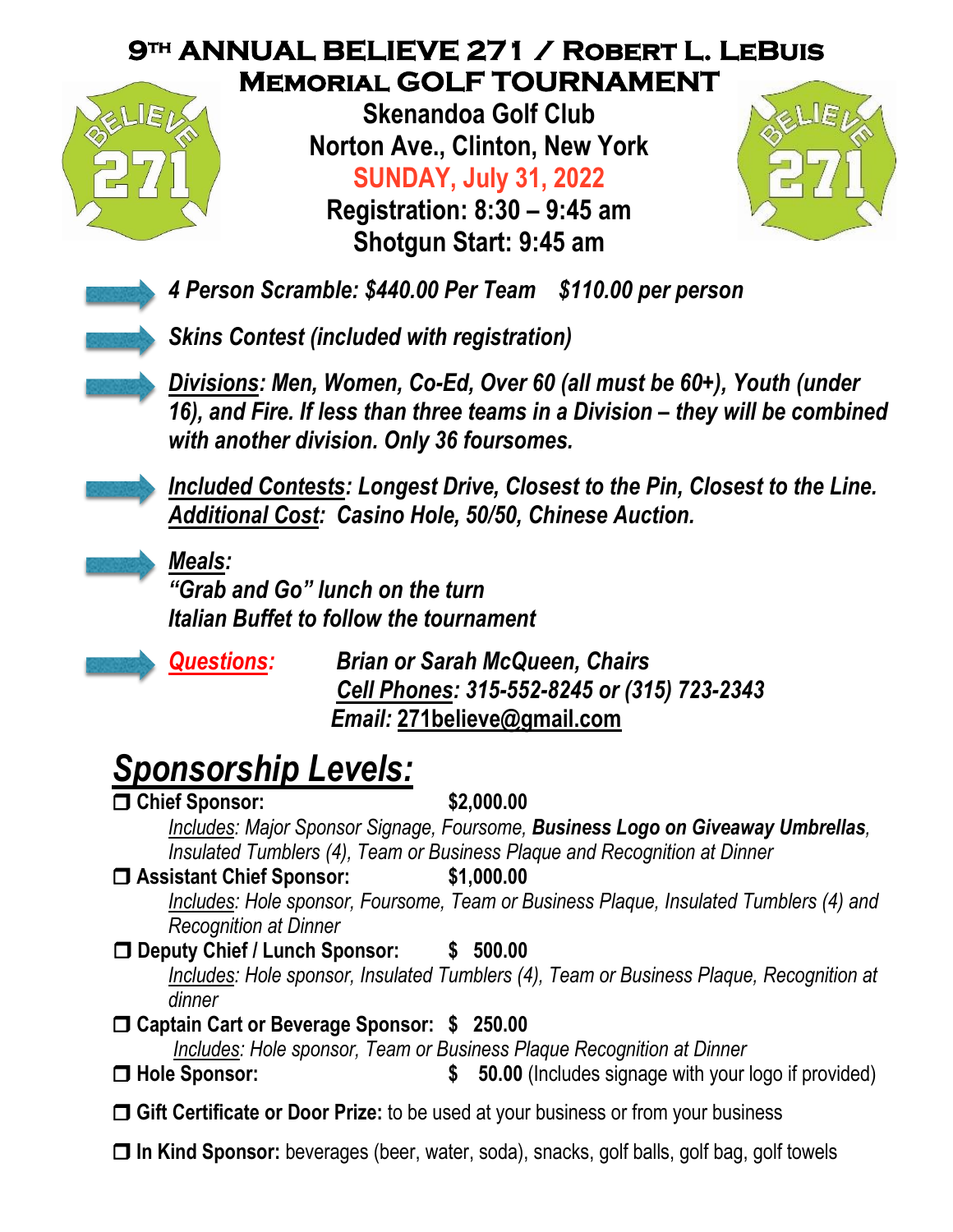# 9TH ANNUAL BELIEVE 271 / Robert L. LeBuis Memorial GOLF TOURNAMENT

**Skenandoa Golf Club**
**Norton Ave., Clinton, New York**
**SUNDAY, July 31, 2022**
**Registration: 8:30 – 9:45 am**
**Shotgun Start: 9:45 am**

- ***4 Person Scramble: $440.00 Per Team $110.00 per person***
- ***Skins Contest (included with registration)***
- ***Divisions: Men, Women, Co-Ed, Over 60 (all must be 60+), Youth (under 16), and Fire. If less than three teams in a Division – they will be combined with another division. Only 36 foursomes.***
- ***Included Contests: Longest Drive, Closest to the Pin, Closest to the Line.***
  ***Additional Cost: Casino Hole, 50/50, Chinese Auction.***
- ***Meals:***
  ***"Grab and Go" lunch on the turn***
  ***Italian Buffet to follow the tournament***
- ***Questions:*** ***Brian or Sarah McQueen, Chairs***
  ***Cell Phones: 315-552-8245 or (315) 723-2343***
  ***Email: 271believe@gmail.com***

## *Sponsorship Levels:*

❒ **Chief Sponsor: $2,000.00**
*Includes: Major Sponsor Signage, Foursome,* ***Business Logo on Giveaway Umbrellas****, Insulated Tumblers (4), Team or Business Plaque and Recognition at Dinner*

❒ **Assistant Chief Sponsor: $1,000.00**
*Includes: Hole sponsor, Foursome, Team or Business Plaque, Insulated Tumblers (4) and Recognition at Dinner*

❒ **Deputy Chief / Lunch Sponsor: $ 500.00**
*Includes: Hole sponsor, Insulated Tumblers (4), Team or Business Plaque, Recognition at dinner*

❒ **Captain Cart or Beverage Sponsor: $ 250.00**
*Includes: Hole sponsor, Team or Business Plaque Recognition at Dinner*

❒ **Hole Sponsor: $ 50.00** (Includes signage with your logo if provided)

❒ **Gift Certificate or Door Prize:** to be used at your business or from your business

❒ **In Kind Sponsor:** beverages (beer, water, soda), snacks, golf balls, golf bag, golf towels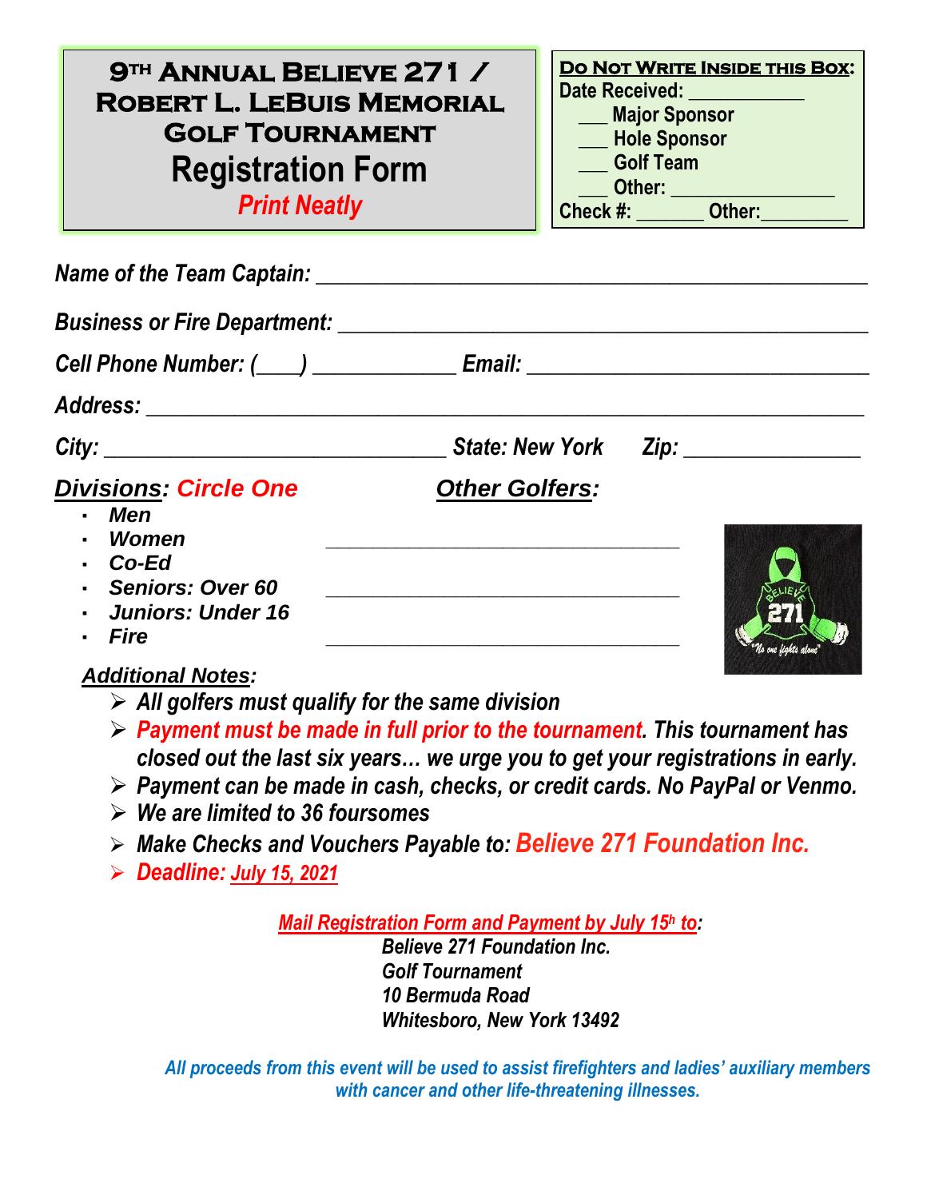# 9th Annual Believe 271 / Robert L. LeBuis Memorial Golf Tournament

## Registration Form

*Print Neatly*

**Do Not Write Inside this Box:**
Date Received: ___________
___ Major Sponsor
___ Hole Sponsor
___ Golf Team
___ Other: _______________
Check #: _______ Other:_________

*Name of the Team Captain:* _______________________________________________

*Business or Fire Department:* _____________________________________________

*Cell Phone Number: (____)* ____________ *Email:* ______________________________

*Address:* ______________________________________________________________

*City:* ______________________________ *State: New York* *Zip:* ________________

**Divisions: Circle One**

- Men
- Women
- Co-Ed
- Seniors: Over 60
- Juniors: Under 16
- Fire

**Other Golfers:**

______________________________

______________________________

______________________________

**Additional Notes:**

- *All golfers must qualify for the same division*
- ***Payment must be made in full prior to the tournament.*** *This tournament has closed out the last six years… we urge you to get your registrations in early.*
- *Payment can be made in cash, checks, or credit cards. No PayPal or Venmo.*
- *We are limited to 36 foursomes*
- *Make Checks and Vouchers Payable to:* ***Believe 271 Foundation Inc.***
- ***Deadline: July 15, 2021***

***Mail Registration Form and Payment by July 15th to:***

*Believe 271 Foundation Inc.*
*Golf Tournament*
*10 Bermuda Road*
*Whitesboro, New York 13492*

*All proceeds from this event will be used to assist firefighters and ladies' auxiliary members with cancer and other life-threatening illnesses.*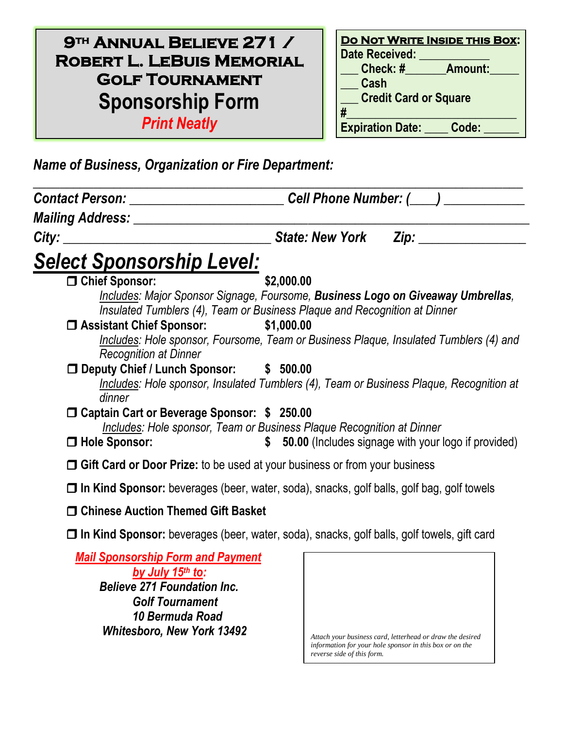# 9th Annual Believe 271 / Robert L. LeBuis Memorial Golf Tournament

## Sponsorship Form

*Print Neatly*

**Do Not Write Inside this Box:**
Date Received: ___________
___ Check: #______ Amount:_____
___ Cash
___ Credit Card or Square
#___________________________
Expiration Date: ____ Code: ______

***Name of Business, Organization or Fire Department:***

___________________________________________________________________________

***Contact Person:*** ______________________ ***Cell Phone Number:*** (____) ___________

***Mailing Address:*** ____________________________________________________

***City:*** ______________________________ ***State: New York*** ***Zip:*** _______________

## Select Sponsorship Level:

❐ **Chief Sponsor:** **$2,000.00**
*Includes: Major Sponsor Signage, Foursome, **Business Logo on Giveaway Umbrellas**, Insulated Tumblers (4), Team or Business Plaque and Recognition at Dinner*

❐ **Assistant Chief Sponsor:** **$1,000.00**
*Includes: Hole sponsor, Foursome, Team or Business Plaque, Insulated Tumblers (4) and Recognition at Dinner*

❐ **Deputy Chief / Lunch Sponsor:** **$ 500.00**
*Includes: Hole sponsor, Insulated Tumblers (4), Team or Business Plaque, Recognition at dinner*

❐ **Captain Cart or Beverage Sponsor:** **$ 250.00**
*Includes: Hole sponsor, Team or Business Plaque Recognition at Dinner*

❐ **Hole Sponsor:** **$ 50.00** (Includes signage with your logo if provided)

❐ **Gift Card or Door Prize:** to be used at your business or from your business

❐ **In Kind Sponsor:** beverages (beer, water, soda), snacks, golf balls, golf bag, golf towels

❐ **Chinese Auction Themed Gift Basket**

❐ **In Kind Sponsor:** beverages (beer, water, soda), snacks, golf balls, golf towels, gift card

***Mail Sponsorship Form and Payment by July 15th to:***
***Believe 271 Foundation Inc.***
***Golf Tournament***
***10 Bermuda Road***
***Whitesboro, New York 13492***

*Attach your business card, letterhead or draw the desired information for your hole sponsor in this box or on the reverse side of this form.*